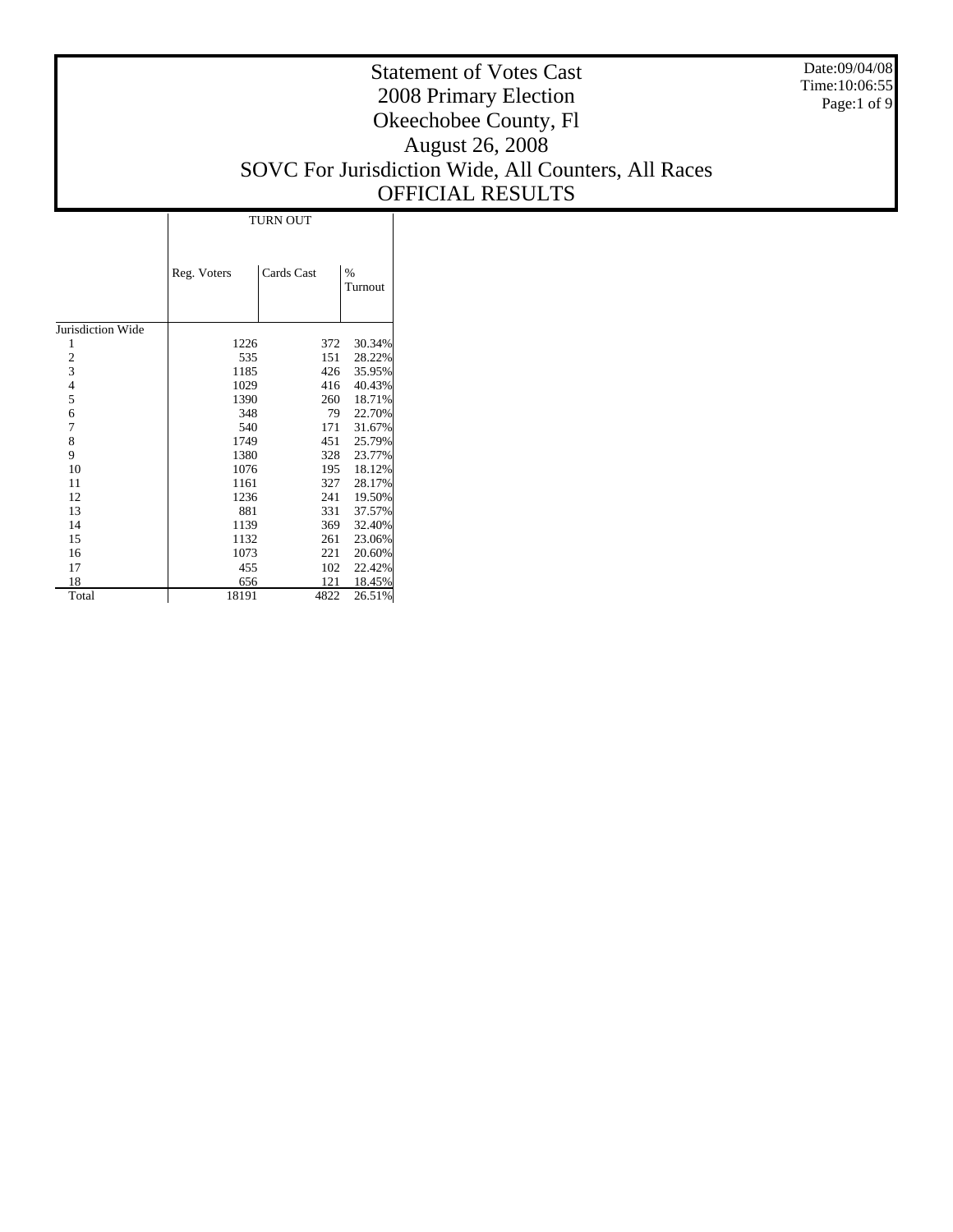# Statement of Votes Cast
# 2008 Primary Election
# Okeechobee County, Fl
# August 26, 2008
# SOVC For Jurisdiction Wide, All Counters, All Races
# OFFICIAL RESULTS

Date:09/04/08
Time:10:06:55

| | TURN OUT | | |
|---|---|---|---|
| | Reg. Voters | Cards Cast | % Turnout |
| Jurisdiction Wide | | | |
| 1 | 1226 | 372 | 30.34% |
| 2 | 535 | 151 | 28.22% |
| 3 | 1185 | 426 | 35.95% |
| 4 | 1029 | 416 | 40.43% |
| 5 | 1390 | 260 | 18.71% |
| 6 | 348 | 79 | 22.70% |
| 7 | 540 | 171 | 31.67% |
| 8 | 1749 | 451 | 25.79% |
| 9 | 1380 | 328 | 23.77% |
| 10 | 1076 | 195 | 18.12% |
| 11 | 1161 | 327 | 28.17% |
| 12 | 1236 | 241 | 19.50% |
| 13 | 881 | 331 | 37.57% |
| 14 | 1139 | 369 | 32.40% |
| 15 | 1132 | 261 | 23.06% |
| 16 | 1073 | 221 | 20.60% |
| 17 | 455 | 102 | 22.42% |
| 18 | 656 | 121 | 18.45% |
| Total | 18191 | 4822 | 26.51% |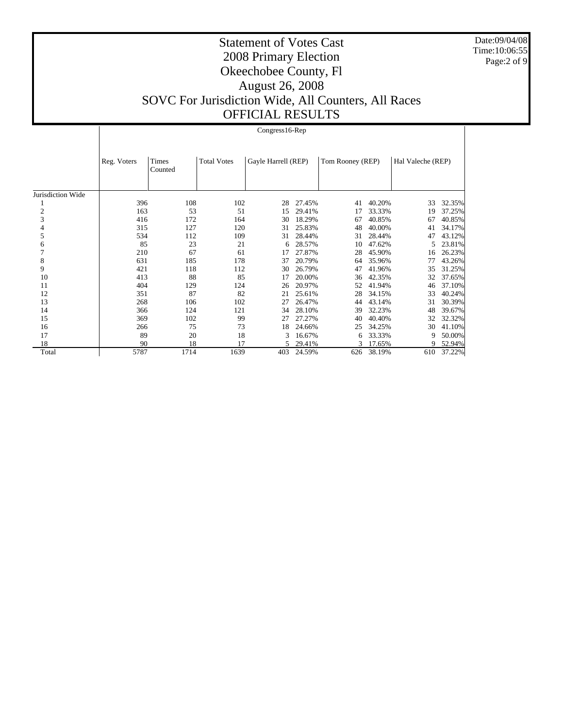# Statement of Votes Cast
# 2008 Primary Election
# Okeechobee County, Fl
# August 26, 2008
# SOVC For Jurisdiction Wide, All Counters, All Races
# OFFICIAL RESULTS

Date:09/04/08
Time:10:06:55

## Congress16-Rep

| | Reg. Voters | Times Counted | Total Votes | Gayle Harrell (REP) | | Tom Rooney (REP) | | Hal Valeche (REP) | |
|---|---|---|---|---|---|---|---|---|---|
| Jurisdiction Wide | | | | | | | | | |
| 1 | 396 | 108 | 102 | 28 | 27.45% | 41 | 40.20% | 33 | 32.35% |
| 2 | 163 | 53 | 51 | 15 | 29.41% | 17 | 33.33% | 19 | 37.25% |
| 3 | 416 | 172 | 164 | 30 | 18.29% | 67 | 40.85% | 67 | 40.85% |
| 4 | 315 | 127 | 120 | 31 | 25.83% | 48 | 40.00% | 41 | 34.17% |
| 5 | 534 | 112 | 109 | 31 | 28.44% | 31 | 28.44% | 47 | 43.12% |
| 6 | 85 | 23 | 21 | 6 | 28.57% | 10 | 47.62% | 5 | 23.81% |
| 7 | 210 | 67 | 61 | 17 | 27.87% | 28 | 45.90% | 16 | 26.23% |
| 8 | 631 | 185 | 178 | 37 | 20.79% | 64 | 35.96% | 77 | 43.26% |
| 9 | 421 | 118 | 112 | 30 | 26.79% | 47 | 41.96% | 35 | 31.25% |
| 10 | 413 | 88 | 85 | 17 | 20.00% | 36 | 42.35% | 32 | 37.65% |
| 11 | 404 | 129 | 124 | 26 | 20.97% | 52 | 41.94% | 46 | 37.10% |
| 12 | 351 | 87 | 82 | 21 | 25.61% | 28 | 34.15% | 33 | 40.24% |
| 13 | 268 | 106 | 102 | 27 | 26.47% | 44 | 43.14% | 31 | 30.39% |
| 14 | 366 | 124 | 121 | 34 | 28.10% | 39 | 32.23% | 48 | 39.67% |
| 15 | 369 | 102 | 99 | 27 | 27.27% | 40 | 40.40% | 32 | 32.32% |
| 16 | 266 | 75 | 73 | 18 | 24.66% | 25 | 34.25% | 30 | 41.10% |
| 17 | 89 | 20 | 18 | 3 | 16.67% | 6 | 33.33% | 9 | 50.00% |
| 18 | 90 | 18 | 17 | 5 | 29.41% | 3 | 17.65% | 9 | 52.94% |
| Total | 5787 | 1714 | 1639 | 403 | 24.59% | 626 | 38.19% | 610 | 37.22% |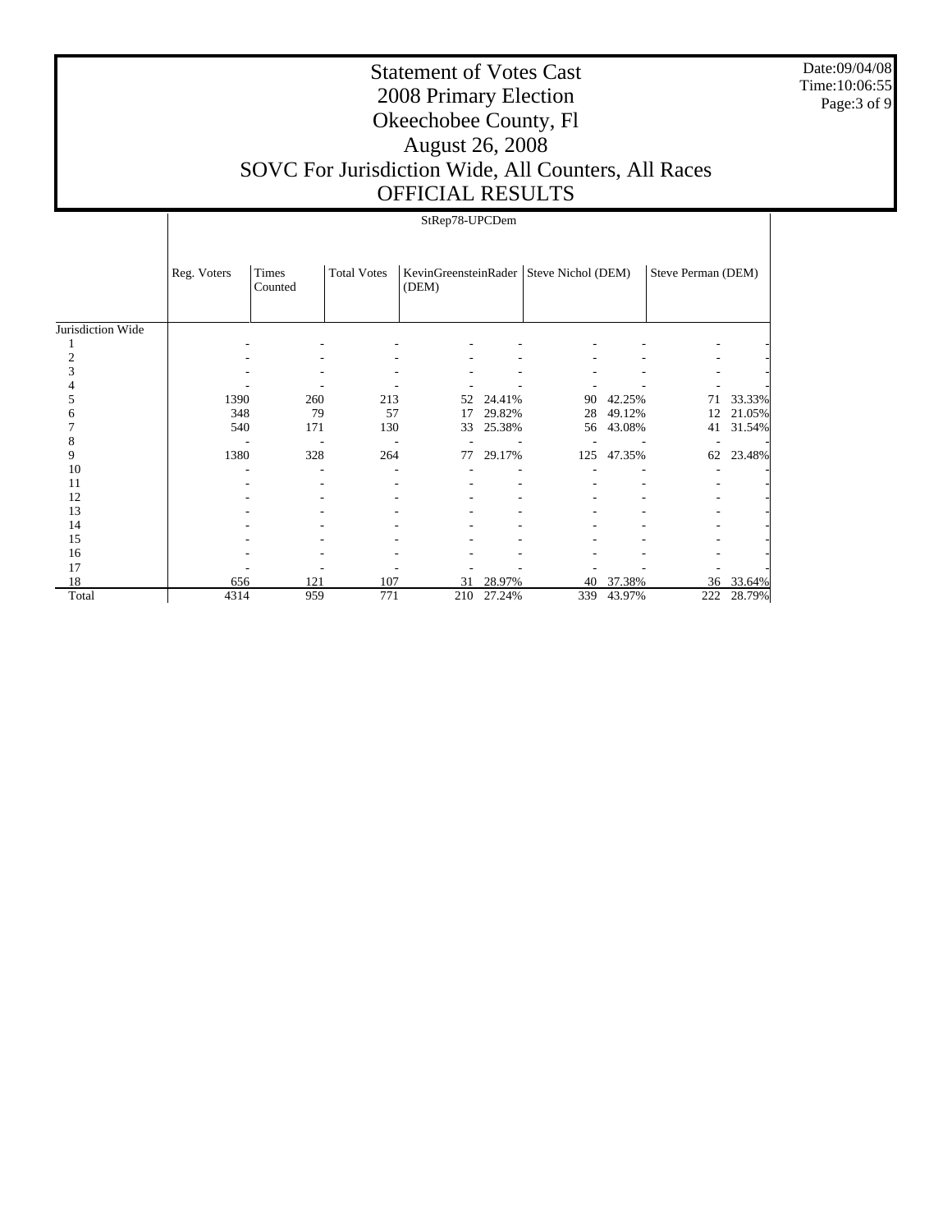# Statement of Votes Cast
## 2008 Primary Election
## Okeechobee County, Fl
## August 26, 2008
## SOVC For Jurisdiction Wide, All Counters, All Races
## OFFICIAL RESULTS

Date:09/04/08
Time:10:06:55

StRep78-UPCDem

| | Reg. Voters | Times Counted | Total Votes | KevinGreensteinRader (DEM) | | Steve Nichol (DEM) | | Steve Perman (DEM) | |
|---|---|---|---|---|---|---|---|---|---|
| Jurisdiction Wide | | | | | | | | | |
| 1 | - | - | - | - | - | - | - | - | - |
| 2 | - | - | - | - | - | - | - | - | - |
| 3 | - | - | - | - | - | - | - | - | - |
| 4 | - | - | - | - | - | - | - | - | - |
| 5 | 1390 | 260 | 213 | 52 | 24.41% | 90 | 42.25% | 71 | 33.33% |
| 6 | 348 | 79 | 57 | 17 | 29.82% | 28 | 49.12% | 12 | 21.05% |
| 7 | 540 | 171 | 130 | 33 | 25.38% | 56 | 43.08% | 41 | 31.54% |
| 8 | - | - | - | - | - | - | - | - | - |
| 9 | 1380 | 328 | 264 | 77 | 29.17% | 125 | 47.35% | 62 | 23.48% |
| 10 | - | - | - | - | - | - | - | - | - |
| 11 | - | - | - | - | - | - | - | - | - |
| 12 | - | - | - | - | - | - | - | - | - |
| 13 | - | - | - | - | - | - | - | - | - |
| 14 | - | - | - | - | - | - | - | - | - |
| 15 | - | - | - | - | - | - | - | - | - |
| 16 | - | - | - | - | - | - | - | - | - |
| 17 | - | - | - | - | - | - | - | - | - |
| 18 | 656 | 121 | 107 | 31 | 28.97% | 40 | 37.38% | 36 | 33.64% |
| Total | 4314 | 959 | 771 | 210 | 27.24% | 339 | 43.97% | 222 | 28.79% |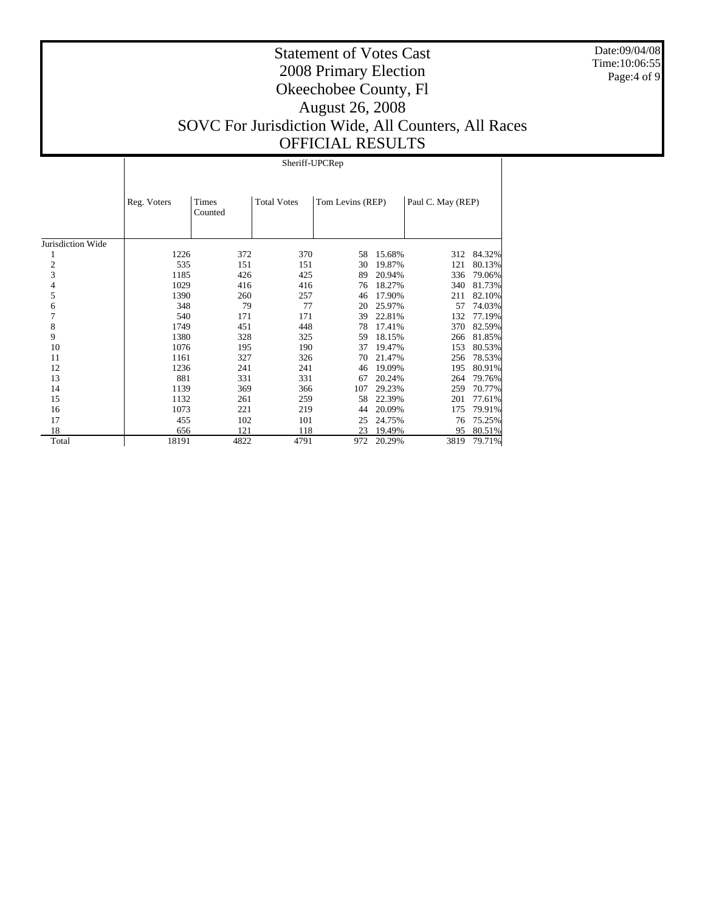# Statement of Votes Cast
# 2008 Primary Election
# Okeechobee County, Fl
# August 26, 2008
# SOVC For Jurisdiction Wide, All Counters, All Races
# OFFICIAL RESULTS

Date:09/04/08
Time:10:06:55

## Sheriff-UPCRep

| | Reg. Voters | Times Counted | Total Votes | Tom Levins (REP) | | Paul C. May (REP) | |
|---|---|---|---|---|---|---|---|
| Jurisdiction Wide | | | | | | | |
| 1 | 1226 | 372 | 370 | 58 | 15.68% | 312 | 84.32% |
| 2 | 535 | 151 | 151 | 30 | 19.87% | 121 | 80.13% |
| 3 | 1185 | 426 | 425 | 89 | 20.94% | 336 | 79.06% |
| 4 | 1029 | 416 | 416 | 76 | 18.27% | 340 | 81.73% |
| 5 | 1390 | 260 | 257 | 46 | 17.90% | 211 | 82.10% |
| 6 | 348 | 79 | 77 | 20 | 25.97% | 57 | 74.03% |
| 7 | 540 | 171 | 171 | 39 | 22.81% | 132 | 77.19% |
| 8 | 1749 | 451 | 448 | 78 | 17.41% | 370 | 82.59% |
| 9 | 1380 | 328 | 325 | 59 | 18.15% | 266 | 81.85% |
| 10 | 1076 | 195 | 190 | 37 | 19.47% | 153 | 80.53% |
| 11 | 1161 | 327 | 326 | 70 | 21.47% | 256 | 78.53% |
| 12 | 1236 | 241 | 241 | 46 | 19.09% | 195 | 80.91% |
| 13 | 881 | 331 | 331 | 67 | 20.24% | 264 | 79.76% |
| 14 | 1139 | 369 | 366 | 107 | 29.23% | 259 | 70.77% |
| 15 | 1132 | 261 | 259 | 58 | 22.39% | 201 | 77.61% |
| 16 | 1073 | 221 | 219 | 44 | 20.09% | 175 | 79.91% |
| 17 | 455 | 102 | 101 | 25 | 24.75% | 76 | 75.25% |
| 18 | 656 | 121 | 118 | 23 | 19.49% | 95 | 80.51% |
| Total | 18191 | 4822 | 4791 | 972 | 20.29% | 3819 | 79.71% |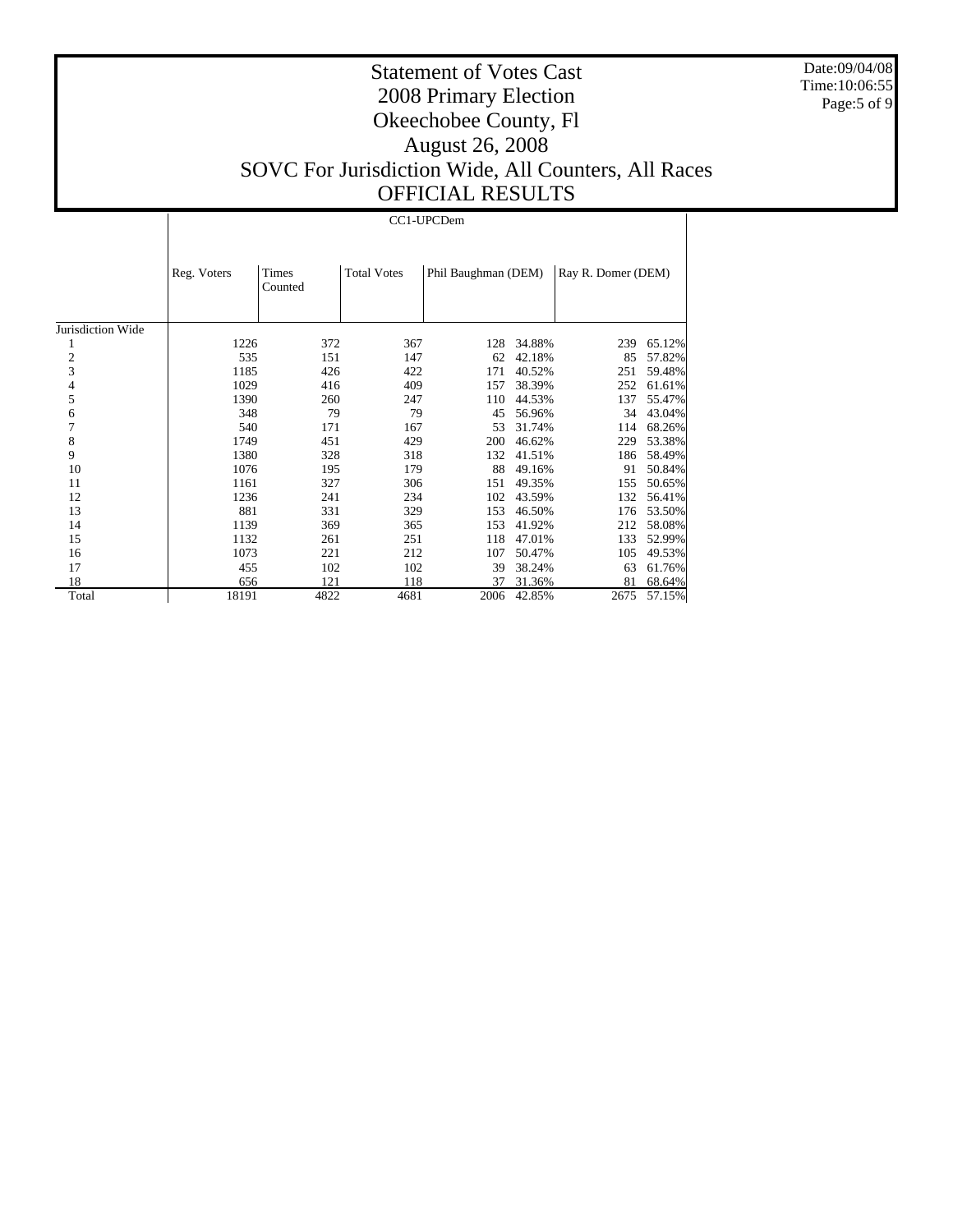# Statement of Votes Cast
# 2008 Primary Election
# Okeechobee County, Fl
# August 26, 2008
# SOVC For Jurisdiction Wide, All Counters, All Races
# OFFICIAL RESULTS

Date:09/04/08
Time:10:06:55

## CC1-UPCDem

| | Reg. Voters | Times Counted | Total Votes | Phil Baughman (DEM) | | Ray R. Domer (DEM) | |
|---|---|---|---|---|---|---|---|
| Jurisdiction Wide | | | | | | | |
| 1 | 1226 | 372 | 367 | 128 | 34.88% | 239 | 65.12% |
| 2 | 535 | 151 | 147 | 62 | 42.18% | 85 | 57.82% |
| 3 | 1185 | 426 | 422 | 171 | 40.52% | 251 | 59.48% |
| 4 | 1029 | 416 | 409 | 157 | 38.39% | 252 | 61.61% |
| 5 | 1390 | 260 | 247 | 110 | 44.53% | 137 | 55.47% |
| 6 | 348 | 79 | 79 | 45 | 56.96% | 34 | 43.04% |
| 7 | 540 | 171 | 167 | 53 | 31.74% | 114 | 68.26% |
| 8 | 1749 | 451 | 429 | 200 | 46.62% | 229 | 53.38% |
| 9 | 1380 | 328 | 318 | 132 | 41.51% | 186 | 58.49% |
| 10 | 1076 | 195 | 179 | 88 | 49.16% | 91 | 50.84% |
| 11 | 1161 | 327 | 306 | 151 | 49.35% | 155 | 50.65% |
| 12 | 1236 | 241 | 234 | 102 | 43.59% | 132 | 56.41% |
| 13 | 881 | 331 | 329 | 153 | 46.50% | 176 | 53.50% |
| 14 | 1139 | 369 | 365 | 153 | 41.92% | 212 | 58.08% |
| 15 | 1132 | 261 | 251 | 118 | 47.01% | 133 | 52.99% |
| 16 | 1073 | 221 | 212 | 107 | 50.47% | 105 | 49.53% |
| 17 | 455 | 102 | 102 | 39 | 38.24% | 63 | 61.76% |
| 18 | 656 | 121 | 118 | 37 | 31.36% | 81 | 68.64% |
| Total | 18191 | 4822 | 4681 | 2006 | 42.85% | 2675 | 57.15% |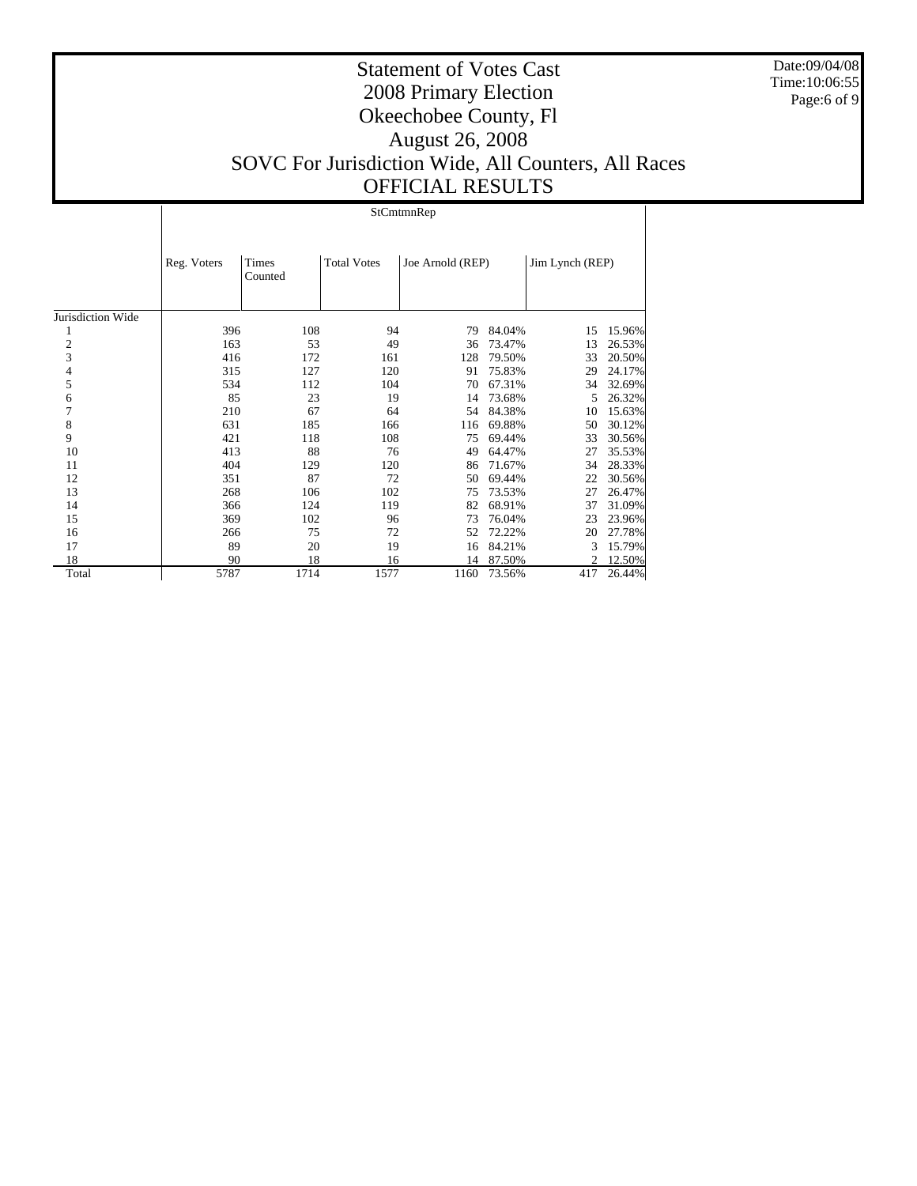# Statement of Votes Cast
# 2008 Primary Election
# Okeechobee County, Fl
# August 26, 2008
# SOVC For Jurisdiction Wide, All Counters, All Races
# OFFICIAL RESULTS

Date:09/04/08
Time:10:06:55

StCmtmnRep

| | Reg. Voters | Times Counted | Total Votes | Joe Arnold (REP) | | Jim Lynch (REP) | |
|---|---|---|---|---|---|---|---|
| Jurisdiction Wide | | | | | | | |
| 1 | 396 | 108 | 94 | 79 | 84.04% | 15 | 15.96% |
| 2 | 163 | 53 | 49 | 36 | 73.47% | 13 | 26.53% |
| 3 | 416 | 172 | 161 | 128 | 79.50% | 33 | 20.50% |
| 4 | 315 | 127 | 120 | 91 | 75.83% | 29 | 24.17% |
| 5 | 534 | 112 | 104 | 70 | 67.31% | 34 | 32.69% |
| 6 | 85 | 23 | 19 | 14 | 73.68% | 5 | 26.32% |
| 7 | 210 | 67 | 64 | 54 | 84.38% | 10 | 15.63% |
| 8 | 631 | 185 | 166 | 116 | 69.88% | 50 | 30.12% |
| 9 | 421 | 118 | 108 | 75 | 69.44% | 33 | 30.56% |
| 10 | 413 | 88 | 76 | 49 | 64.47% | 27 | 35.53% |
| 11 | 404 | 129 | 120 | 86 | 71.67% | 34 | 28.33% |
| 12 | 351 | 87 | 72 | 50 | 69.44% | 22 | 30.56% |
| 13 | 268 | 106 | 102 | 75 | 73.53% | 27 | 26.47% |
| 14 | 366 | 124 | 119 | 82 | 68.91% | 37 | 31.09% |
| 15 | 369 | 102 | 96 | 73 | 76.04% | 23 | 23.96% |
| 16 | 266 | 75 | 72 | 52 | 72.22% | 20 | 27.78% |
| 17 | 89 | 20 | 19 | 16 | 84.21% | 3 | 15.79% |
| 18 | 90 | 18 | 16 | 14 | 87.50% | 2 | 12.50% |
| Total | 5787 | 1714 | 1577 | 1160 | 73.56% | 417 | 26.44% |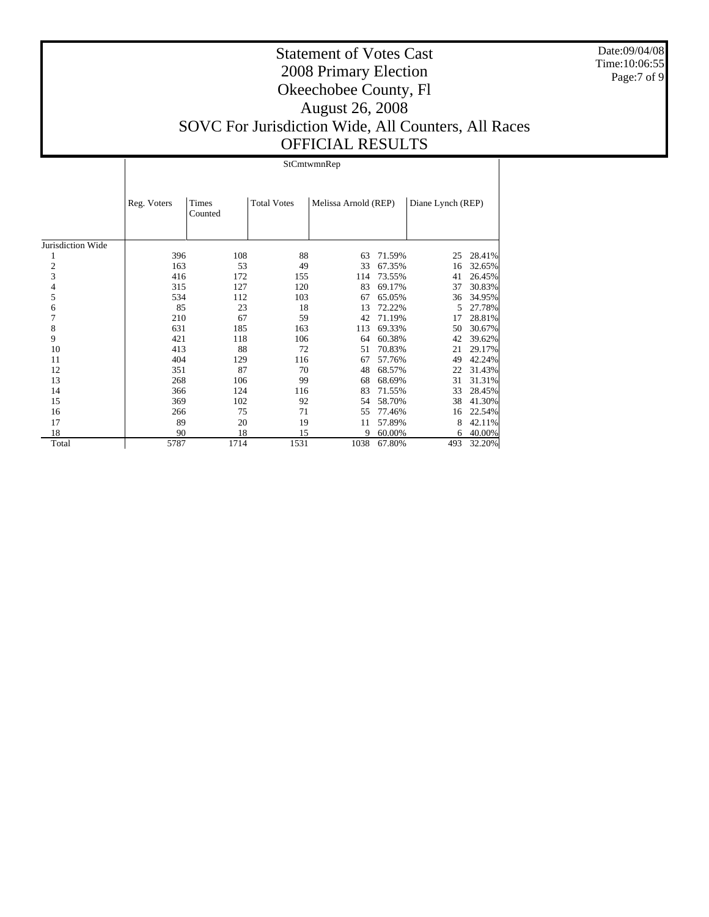# Statement of Votes Cast
# 2008 Primary Election
# Okeechobee County, Fl
# August 26, 2008
# SOVC For Jurisdiction Wide, All Counters, All Races
# OFFICIAL RESULTS

Date:09/04/08
Time:10:06:55

## StCmtwmnRep

| | Reg. Voters | Times Counted | Total Votes | Melissa Arnold (REP) | | Diane Lynch (REP) | |
|---|---|---|---|---|---|---|---|
| Jurisdiction Wide | | | | | | | |
| 1 | 396 | 108 | 88 | 63 | 71.59% | 25 | 28.41% |
| 2 | 163 | 53 | 49 | 33 | 67.35% | 16 | 32.65% |
| 3 | 416 | 172 | 155 | 114 | 73.55% | 41 | 26.45% |
| 4 | 315 | 127 | 120 | 83 | 69.17% | 37 | 30.83% |
| 5 | 534 | 112 | 103 | 67 | 65.05% | 36 | 34.95% |
| 6 | 85 | 23 | 18 | 13 | 72.22% | 5 | 27.78% |
| 7 | 210 | 67 | 59 | 42 | 71.19% | 17 | 28.81% |
| 8 | 631 | 185 | 163 | 113 | 69.33% | 50 | 30.67% |
| 9 | 421 | 118 | 106 | 64 | 60.38% | 42 | 39.62% |
| 10 | 413 | 88 | 72 | 51 | 70.83% | 21 | 29.17% |
| 11 | 404 | 129 | 116 | 67 | 57.76% | 49 | 42.24% |
| 12 | 351 | 87 | 70 | 48 | 68.57% | 22 | 31.43% |
| 13 | 268 | 106 | 99 | 68 | 68.69% | 31 | 31.31% |
| 14 | 366 | 124 | 116 | 83 | 71.55% | 33 | 28.45% |
| 15 | 369 | 102 | 92 | 54 | 58.70% | 38 | 41.30% |
| 16 | 266 | 75 | 71 | 55 | 77.46% | 16 | 22.54% |
| 17 | 89 | 20 | 19 | 11 | 57.89% | 8 | 42.11% |
| 18 | 90 | 18 | 15 | 9 | 60.00% | 6 | 40.00% |
| Total | 5787 | 1714 | 1531 | 1038 | 67.80% | 493 | 32.20% |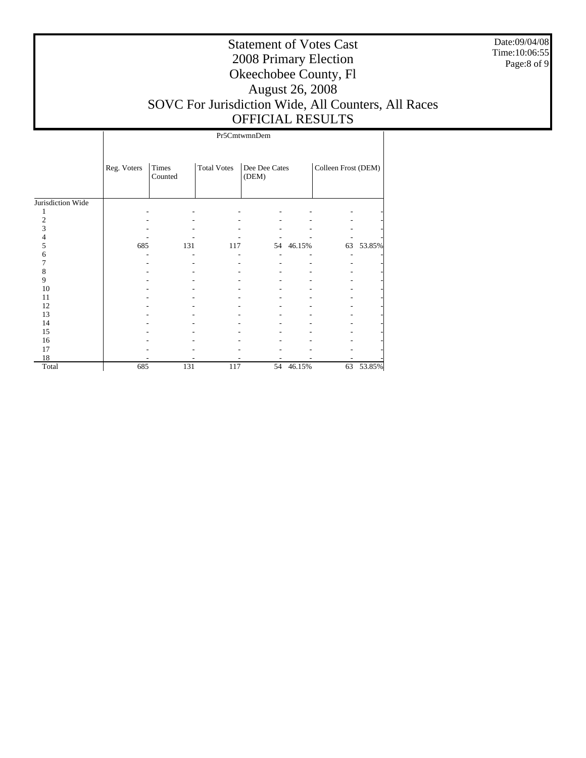# Statement of Votes Cast
# 2008 Primary Election
# Okeechobee County, Fl
# August 26, 2008
# SOVC For Jurisdiction Wide, All Counters, All Races
# OFFICIAL RESULTS

Date:09/04/08
Time:10:06:55

| | Pr5CmtwmnDem | | | | | | |
|---|---|---|---|---|---|---|---|
| | Reg. Voters | Times Counted | Total Votes | Dee Dee Cates (DEM) | | Colleen Frost (DEM) | |
| Jurisdiction Wide | | | | | | | |
| 1 | - | - | - | - | - | - | - |
| 2 | - | - | - | - | - | - | - |
| 3 | - | - | - | - | - | - | - |
| 4 | - | - | - | - | - | - | - |
| 5 | 685 | 131 | 117 | 54 | 46.15% | 63 | 53.85% |
| 6 | - | - | - | - | - | - | - |
| 7 | - | - | - | - | - | - | - |
| 8 | - | - | - | - | - | - | - |
| 9 | - | - | - | - | - | - | - |
| 10 | - | - | - | - | - | - | - |
| 11 | - | - | - | - | - | - | - |
| 12 | - | - | - | - | - | - | - |
| 13 | - | - | - | - | - | - | - |
| 14 | - | - | - | - | - | - | - |
| 15 | - | - | - | - | - | - | - |
| 16 | - | - | - | - | - | - | - |
| 17 | - | - | - | - | - | - | - |
| 18 | - | - | - | - | - | - | - |
| Total | 685 | 131 | 117 | 54 | 46.15% | 63 | 53.85% |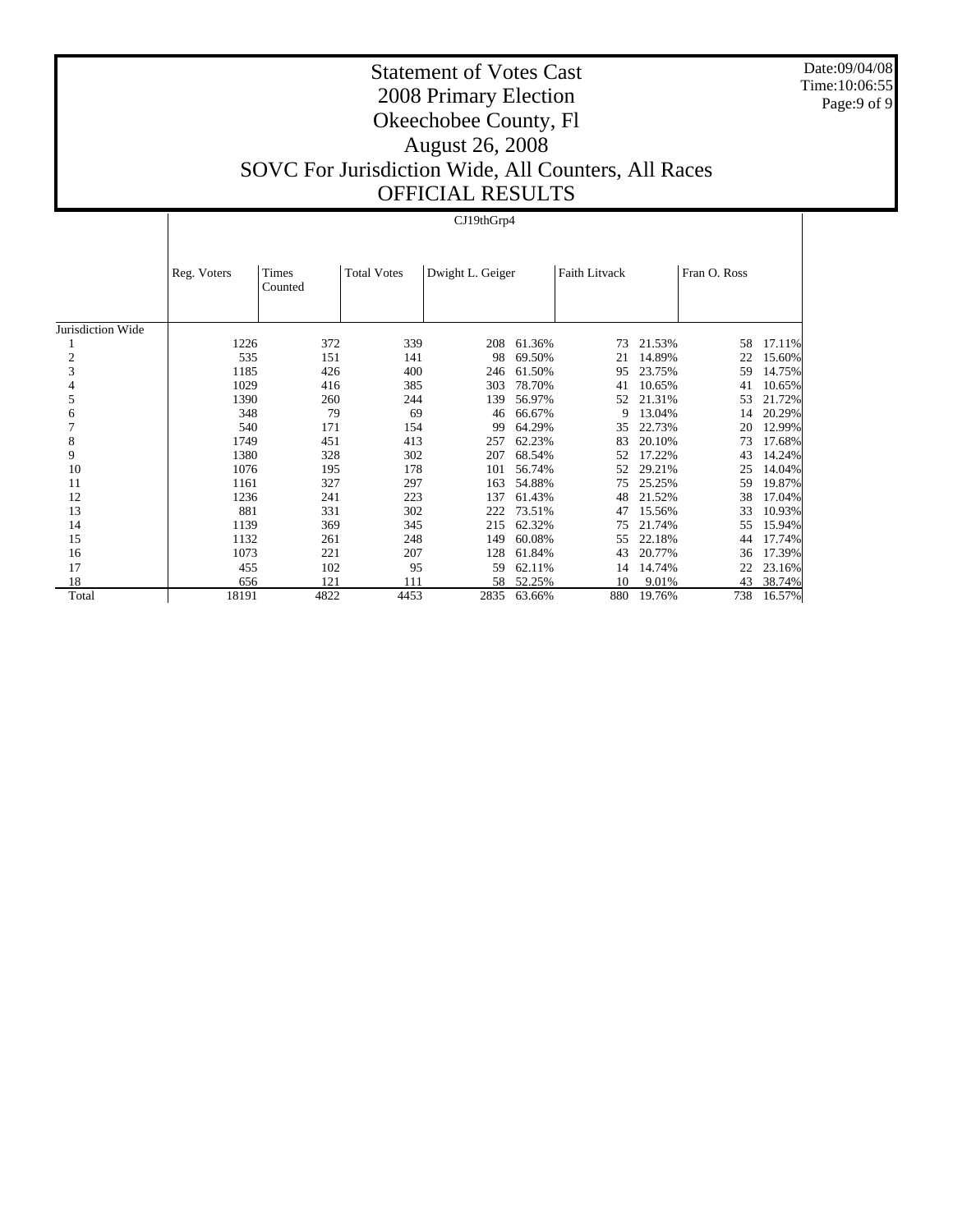# Statement of Votes Cast
# 2008 Primary Election
# Okeechobee County, Fl
# August 26, 2008
# SOVC For Jurisdiction Wide, All Counters, All Races
# OFFICIAL RESULTS

Date:09/04/08
Time:10:06:55

CJ19thGrp4

| | Reg. Voters | Times Counted | Total Votes | Dwight L. Geiger | | Faith Litvack | | Fran O. Ross | |
|---|---|---|---|---|---|---|---|---|---|
| Jurisdiction Wide | | | | | | | | | |
| 1 | 1226 | 372 | 339 | 208 | 61.36% | 73 | 21.53% | 58 | 17.11% |
| 2 | 535 | 151 | 141 | 98 | 69.50% | 21 | 14.89% | 22 | 15.60% |
| 3 | 1185 | 426 | 400 | 246 | 61.50% | 95 | 23.75% | 59 | 14.75% |
| 4 | 1029 | 416 | 385 | 303 | 78.70% | 41 | 10.65% | 41 | 10.65% |
| 5 | 1390 | 260 | 244 | 139 | 56.97% | 52 | 21.31% | 53 | 21.72% |
| 6 | 348 | 79 | 69 | 46 | 66.67% | 9 | 13.04% | 14 | 20.29% |
| 7 | 540 | 171 | 154 | 99 | 64.29% | 35 | 22.73% | 20 | 12.99% |
| 8 | 1749 | 451 | 413 | 257 | 62.23% | 83 | 20.10% | 73 | 17.68% |
| 9 | 1380 | 328 | 302 | 207 | 68.54% | 52 | 17.22% | 43 | 14.24% |
| 10 | 1076 | 195 | 178 | 101 | 56.74% | 52 | 29.21% | 25 | 14.04% |
| 11 | 1161 | 327 | 297 | 163 | 54.88% | 75 | 25.25% | 59 | 19.87% |
| 12 | 1236 | 241 | 223 | 137 | 61.43% | 48 | 21.52% | 38 | 17.04% |
| 13 | 881 | 331 | 302 | 222 | 73.51% | 47 | 15.56% | 33 | 10.93% |
| 14 | 1139 | 369 | 345 | 215 | 62.32% | 75 | 21.74% | 55 | 15.94% |
| 15 | 1132 | 261 | 248 | 149 | 60.08% | 55 | 22.18% | 44 | 17.74% |
| 16 | 1073 | 221 | 207 | 128 | 61.84% | 43 | 20.77% | 36 | 17.39% |
| 17 | 455 | 102 | 95 | 59 | 62.11% | 14 | 14.74% | 22 | 23.16% |
| 18 | 656 | 121 | 111 | 58 | 52.25% | 10 | 9.01% | 43 | 38.74% |
| Total | 18191 | 4822 | 4453 | 2835 | 63.66% | 880 | 19.76% | 738 | 16.57% |